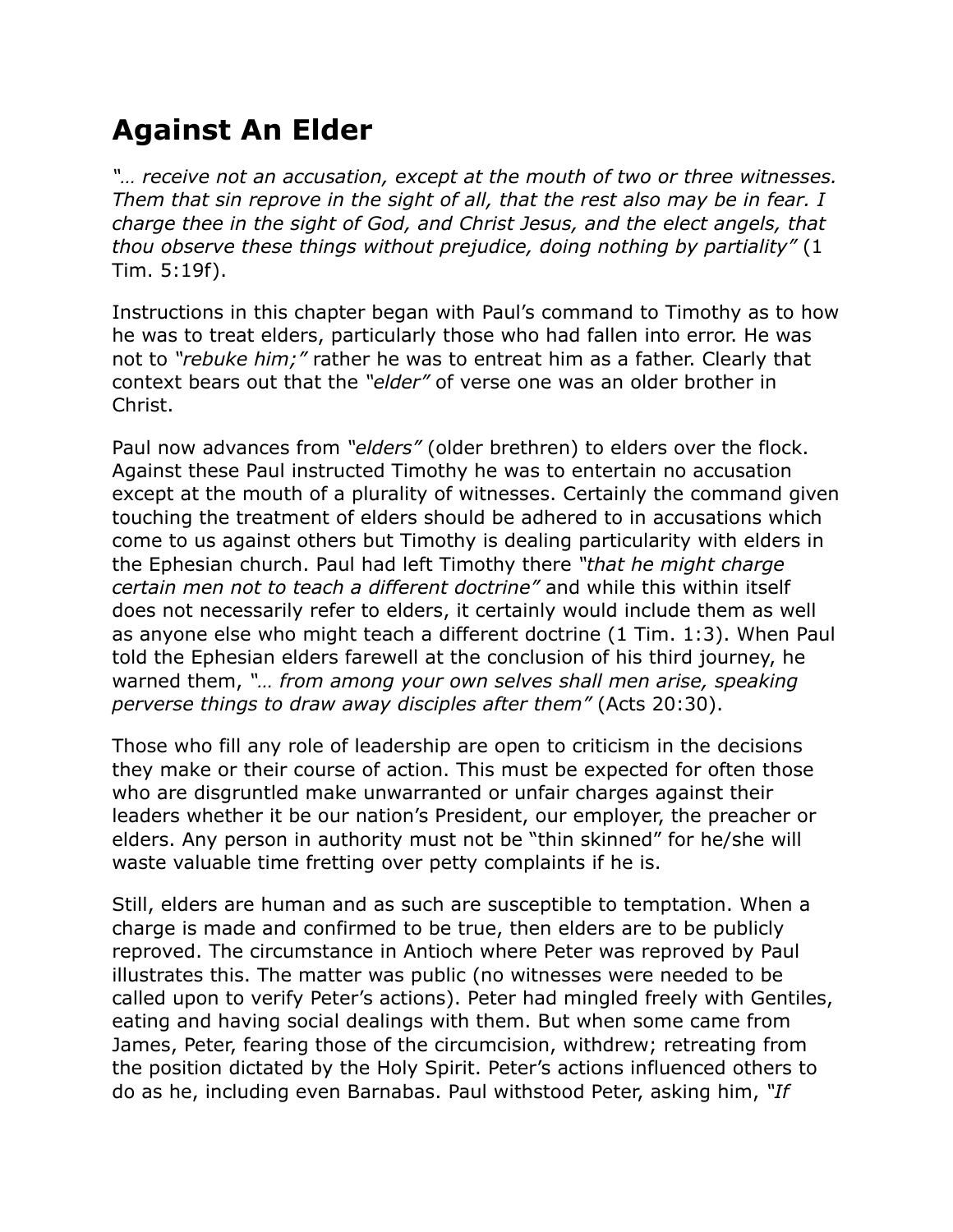# Against An Elder

*"… receive not an accusation, except at the mouth of two or three witnesses. Them that sin reprove in the sight of all, that the rest also may be in fear. I charge thee in the sight of God, and Christ Jesus, and the elect angels, that thou observe these things without prejudice, doing nothing by partiality"* (1 Tim. 5:19f).

Instructions in this chapter began with Paul's command to Timothy as to how he was to treat elders, particularly those who had fallen into error. He was not to *"rebuke him;"* rather he was to entreat him as a father. Clearly that context bears out that the *"elder"* of verse one was an older brother in Christ.

Paul now advances from *"elders"* (older brethren) to elders over the flock. Against these Paul instructed Timothy he was to entertain no accusation except at the mouth of a plurality of witnesses. Certainly the command given touching the treatment of elders should be adhered to in accusations which come to us against others but Timothy is dealing particularity with elders in the Ephesian church. Paul had left Timothy there *"that he might charge certain men not to teach a different doctrine"* and while this within itself does not necessarily refer to elders, it certainly would include them as well as anyone else who might teach a different doctrine (1 Tim. 1:3). When Paul told the Ephesian elders farewell at the conclusion of his third journey, he warned them, *"… from among your own selves shall men arise, speaking perverse things to draw away disciples after them"* (Acts 20:30).

Those who fill any role of leadership are open to criticism in the decisions they make or their course of action. This must be expected for often those who are disgruntled make unwarranted or unfair charges against their leaders whether it be our nation's President, our employer, the preacher or elders. Any person in authority must not be "thin skinned" for he/she will waste valuable time fretting over petty complaints if he is.

Still, elders are human and as such are susceptible to temptation. When a charge is made and confirmed to be true, then elders are to be publicly reproved. The circumstance in Antioch where Peter was reproved by Paul illustrates this. The matter was public (no witnesses were needed to be called upon to verify Peter's actions). Peter had mingled freely with Gentiles, eating and having social dealings with them. But when some came from James, Peter, fearing those of the circumcision, withdrew; retreating from the position dictated by the Holy Spirit. Peter's actions influenced others to do as he, including even Barnabas. Paul withstood Peter, asking him, *"If*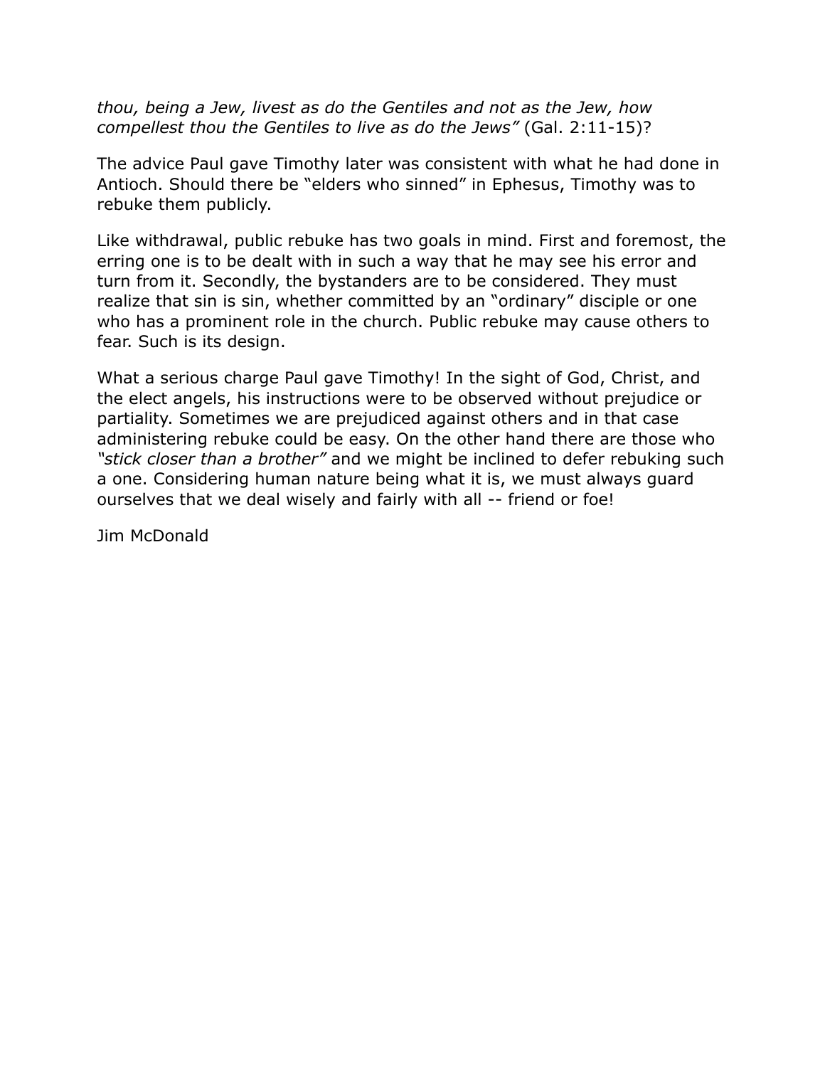*thou, being a Jew, livest as do the Gentiles and not as the Jew, how compellest thou the Gentiles to live as do the Jews"* (Gal. 2:11-15)?

The advice Paul gave Timothy later was consistent with what he had done in Antioch. Should there be "elders who sinned" in Ephesus, Timothy was to rebuke them publicly.

Like withdrawal, public rebuke has two goals in mind. First and foremost, the erring one is to be dealt with in such a way that he may see his error and turn from it. Secondly, the bystanders are to be considered. They must realize that sin is sin, whether committed by an "ordinary" disciple or one who has a prominent role in the church. Public rebuke may cause others to fear. Such is its design.

What a serious charge Paul gave Timothy! In the sight of God, Christ, and the elect angels, his instructions were to be observed without prejudice or partiality. Sometimes we are prejudiced against others and in that case administering rebuke could be easy. On the other hand there are those who *"stick closer than a brother"* and we might be inclined to defer rebuking such a one. Considering human nature being what it is, we must always guard ourselves that we deal wisely and fairly with all -- friend or foe!

Jim McDonald